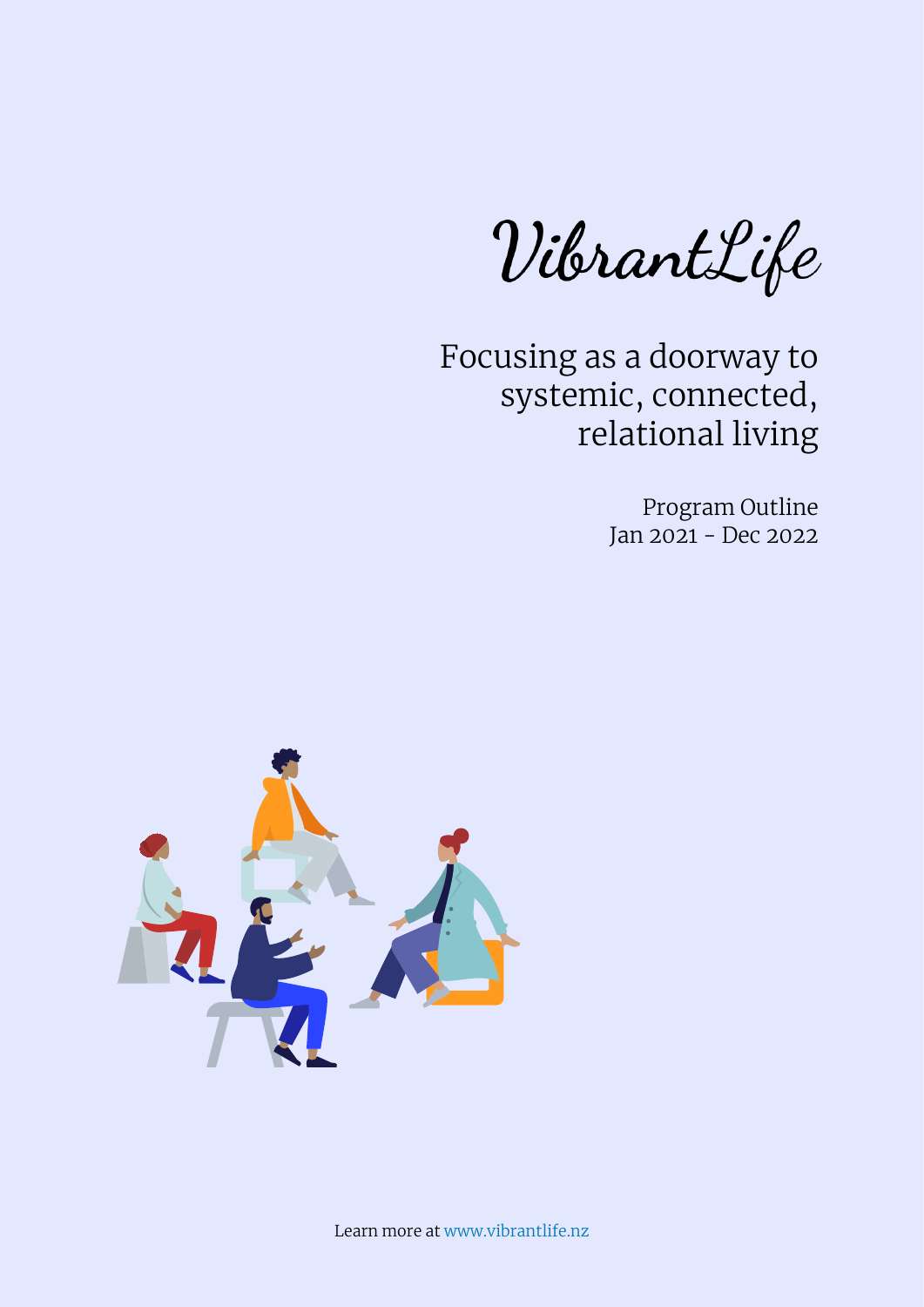# VibrantLife

## Focusing as a doorway to systemic, connected, relational living

Program Outline
Jan 2021 - Dec 2022

Learn more at www.vibrantlife.nz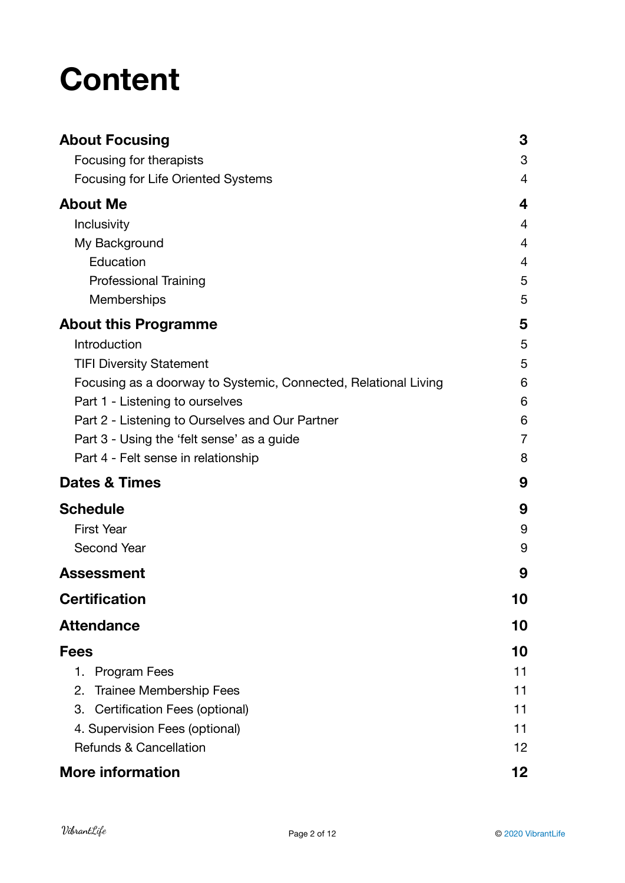# Content

| | |
|---|---|
| **About Focusing** | **3** |
| Focusing for therapists | 3 |
| Focusing for Life Oriented Systems | 4 |
| **About Me** | **4** |
| Inclusivity | 4 |
| My Background | 4 |
| Education | 4 |
| Professional Training | 5 |
| Memberships | 5 |
| **About this Programme** | **5** |
| Introduction | 5 |
| TIFI Diversity Statement | 5 |
| Focusing as a doorway to Systemic, Connected, Relational Living | 6 |
| Part 1 - Listening to ourselves | 6 |
| Part 2 - Listening to Ourselves and Our Partner | 6 |
| Part 3 - Using the 'felt sense' as a guide | 7 |
| Part 4 - Felt sense in relationship | 8 |
| **Dates & Times** | **9** |
| **Schedule** | **9** |
| First Year | 9 |
| Second Year | 9 |
| **Assessment** | **9** |
| **Certification** | **10** |
| **Attendance** | **10** |
| **Fees** | **10** |
| 1. Program Fees | 11 |
| 2. Trainee Membership Fees | 11 |
| 3. Certification Fees (optional) | 11 |
| 4. Supervision Fees (optional) | 11 |
| Refunds & Cancellation | 12 |
| **More information** | **12** |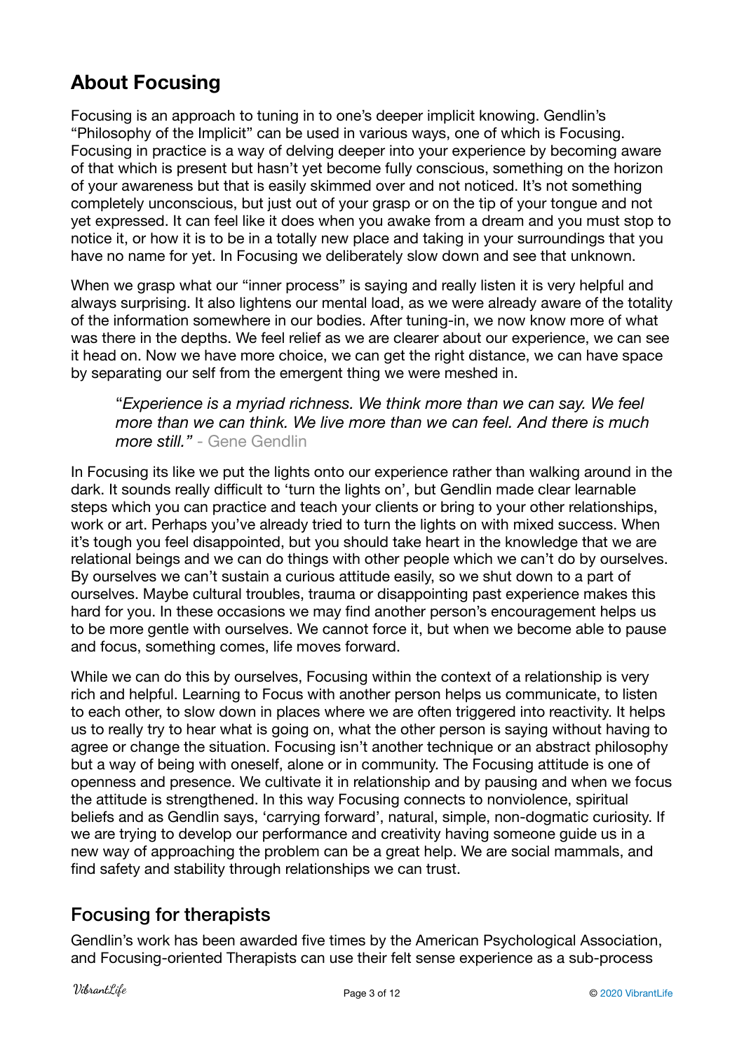## About Focusing

Focusing is an approach to tuning in to one's deeper implicit knowing. Gendlin's "Philosophy of the Implicit" can be used in various ways, one of which is Focusing. Focusing in practice is a way of delving deeper into your experience by becoming aware of that which is present but hasn't yet become fully conscious, something on the horizon of your awareness but that is easily skimmed over and not noticed. It's not something completely unconscious, but just out of your grasp or on the tip of your tongue and not yet expressed. It can feel like it does when you awake from a dream and you must stop to notice it, or how it is to be in a totally new place and taking in your surroundings that you have no name for yet. In Focusing we deliberately slow down and see that unknown.

When we grasp what our "inner process" is saying and really listen it is very helpful and always surprising. It also lightens our mental load, as we were already aware of the totality of the information somewhere in our bodies. After tuning-in, we now know more of what was there in the depths. We feel relief as we are clearer about our experience, we can see it head on. Now we have more choice, we can get the right distance, we can have space by separating our self from the emergent thing we were meshed in.

> "*Experience is a myriad richness. We think more than we can say. We feel more than we can think. We live more than we can feel. And there is much more still."* - Gene Gendlin

In Focusing its like we put the lights onto our experience rather than walking around in the dark. It sounds really difficult to 'turn the lights on', but Gendlin made clear learnable steps which you can practice and teach your clients or bring to your other relationships, work or art. Perhaps you've already tried to turn the lights on with mixed success. When it's tough you feel disappointed, but you should take heart in the knowledge that we are relational beings and we can do things with other people which we can't do by ourselves. By ourselves we can't sustain a curious attitude easily, so we shut down to a part of ourselves. Maybe cultural troubles, trauma or disappointing past experience makes this hard for you. In these occasions we may find another person's encouragement helps us to be more gentle with ourselves. We cannot force it, but when we become able to pause and focus, something comes, life moves forward.

While we can do this by ourselves, Focusing within the context of a relationship is very rich and helpful. Learning to Focus with another person helps us communicate, to listen to each other, to slow down in places where we are often triggered into reactivity. It helps us to really try to hear what is going on, what the other person is saying without having to agree or change the situation. Focusing isn't another technique or an abstract philosophy but a way of being with oneself, alone or in community. The Focusing attitude is one of openness and presence. We cultivate it in relationship and by pausing and when we focus the attitude is strengthened. In this way Focusing connects to nonviolence, spiritual beliefs and as Gendlin says, 'carrying forward', natural, simple, non-dogmatic curiosity. If we are trying to develop our performance and creativity having someone guide us in a new way of approaching the problem can be a great help. We are social mammals, and find safety and stability through relationships we can trust.

## Focusing for therapists

Gendlin's work has been awarded five times by the American Psychological Association, and Focusing-oriented Therapists can use their felt sense experience as a sub-process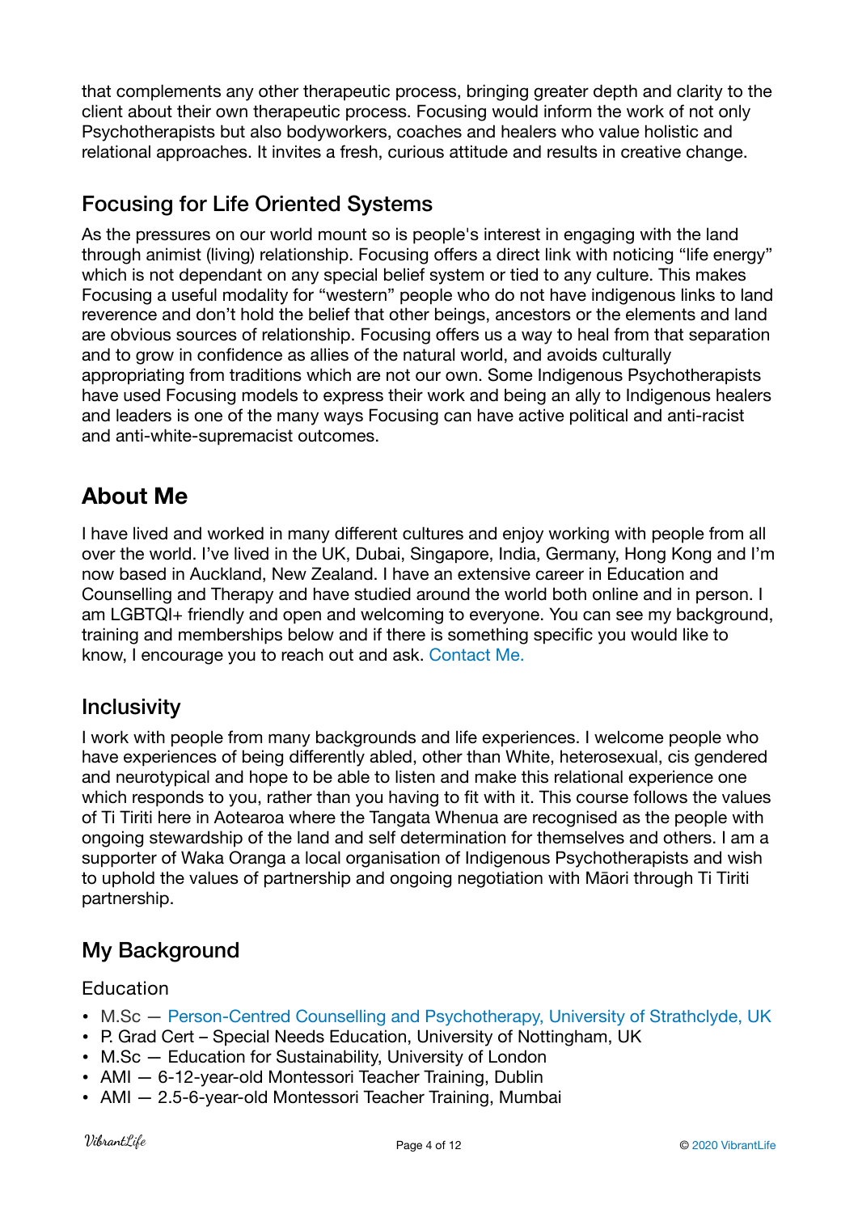that complements any other therapeutic process, bringing greater depth and clarity to the client about their own therapeutic process. Focusing would inform the work of not only Psychotherapists but also bodyworkers, coaches and healers who value holistic and relational approaches. It invites a fresh, curious attitude and results in creative change.

### Focusing for Life Oriented Systems

As the pressures on our world mount so is people's interest in engaging with the land through animist (living) relationship. Focusing offers a direct link with noticing "life energy" which is not dependant on any special belief system or tied to any culture. This makes Focusing a useful modality for "western" people who do not have indigenous links to land reverence and don't hold the belief that other beings, ancestors or the elements and land are obvious sources of relationship. Focusing offers us a way to heal from that separation and to grow in confidence as allies of the natural world, and avoids culturally appropriating from traditions which are not our own. Some Indigenous Psychotherapists have used Focusing models to express their work and being an ally to Indigenous healers and leaders is one of the many ways Focusing can have active political and anti-racist and anti-white-supremacist outcomes.

## About Me

I have lived and worked in many different cultures and enjoy working with people from all over the world. I've lived in the UK, Dubai, Singapore, India, Germany, Hong Kong and I'm now based in Auckland, New Zealand. I have an extensive career in Education and Counselling and Therapy and have studied around the world both online and in person. I am LGBTQI+ friendly and open and welcoming to everyone. You can see my background, training and memberships below and if there is something specific you would like to know, I encourage you to reach out and ask. Contact Me.

### Inclusivity

I work with people from many backgrounds and life experiences. I welcome people who have experiences of being differently abled, other than White, heterosexual, cis gendered and neurotypical and hope to be able to listen and make this relational experience one which responds to you, rather than you having to fit with it. This course follows the values of Ti Tiriti here in Aotearoa where the Tangata Whenua are recognised as the people with ongoing stewardship of the land and self determination for themselves and others. I am a supporter of Waka Oranga a local organisation of Indigenous Psychotherapists and wish to uphold the values of partnership and ongoing negotiation with Māori through Ti Tiriti partnership.

## My Background

### Education

- M.Sc — Person-Centred Counselling and Psychotherapy, University of Strathclyde, UK
- P. Grad Cert – Special Needs Education, University of Nottingham, UK
- M.Sc — Education for Sustainability, University of London
- AMI — 6-12-year-old Montessori Teacher Training, Dublin
- AMI — 2.5-6-year-old Montessori Teacher Training, Mumbai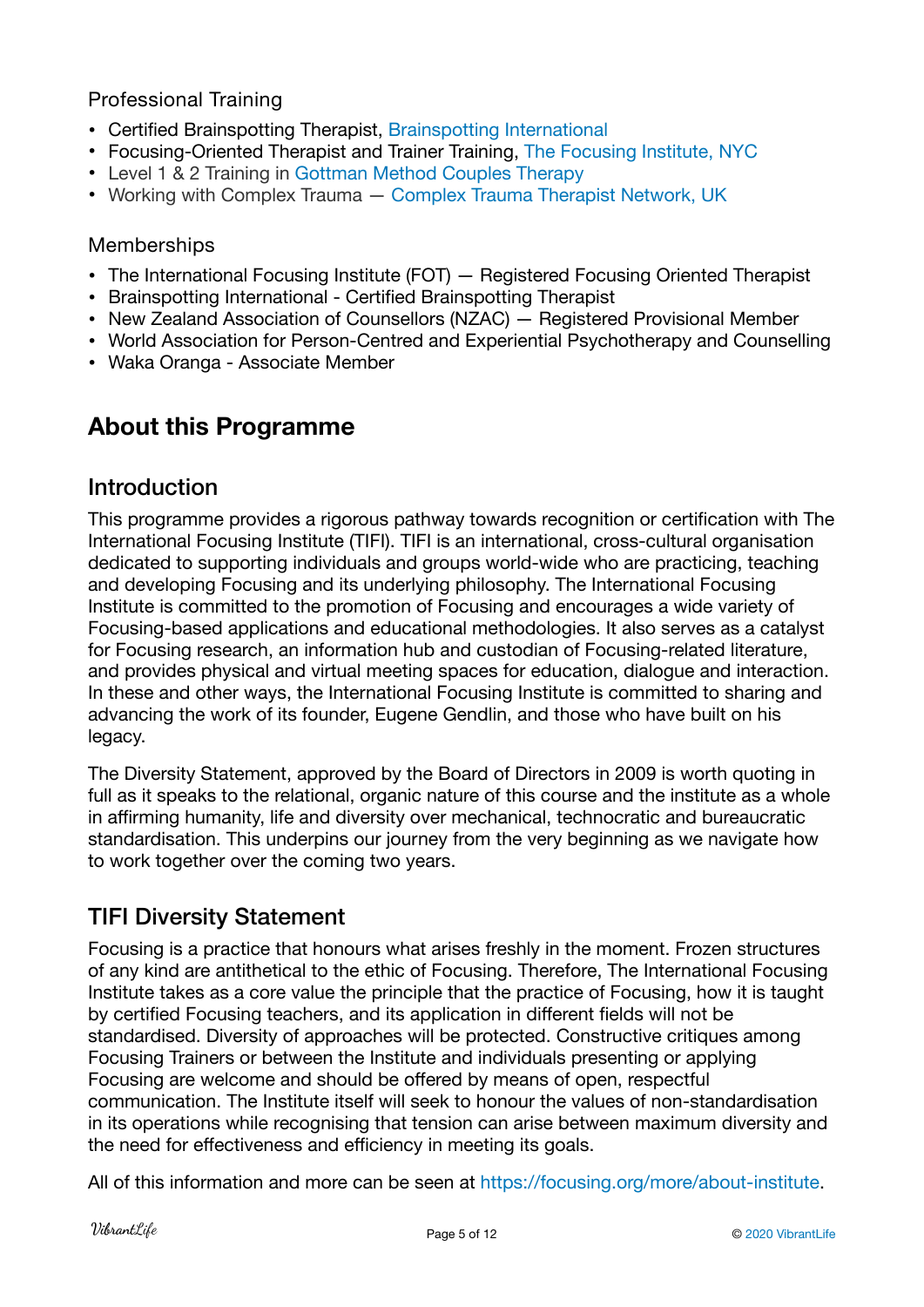### Professional Training

- Certified Brainspotting Therapist, Brainspotting International
- Focusing-Oriented Therapist and Trainer Training, The Focusing Institute, NYC
- Level 1 & 2 Training in Gottman Method Couples Therapy
- Working with Complex Trauma — Complex Trauma Therapist Network, UK

### Memberships

- The International Focusing Institute (FOT) — Registered Focusing Oriented Therapist
- Brainspotting International - Certified Brainspotting Therapist
- New Zealand Association of Counsellors (NZAC) — Registered Provisional Member
- World Association for Person-Centred and Experiential Psychotherapy and Counselling
- Waka Oranga - Associate Member

# About this Programme

## Introduction

This programme provides a rigorous pathway towards recognition or certification with The International Focusing Institute (TIFI). TIFI is an international, cross-cultural organisation dedicated to supporting individuals and groups world-wide who are practicing, teaching and developing Focusing and its underlying philosophy. The International Focusing Institute is committed to the promotion of Focusing and encourages a wide variety of Focusing-based applications and educational methodologies. It also serves as a catalyst for Focusing research, an information hub and custodian of Focusing-related literature, and provides physical and virtual meeting spaces for education, dialogue and interaction. In these and other ways, the International Focusing Institute is committed to sharing and advancing the work of its founder, Eugene Gendlin, and those who have built on his legacy.

The Diversity Statement, approved by the Board of Directors in 2009 is worth quoting in full as it speaks to the relational, organic nature of this course and the institute as a whole in affirming humanity, life and diversity over mechanical, technocratic and bureaucratic standardisation. This underpins our journey from the very beginning as we navigate how to work together over the coming two years.

## TIFI Diversity Statement

Focusing is a practice that honours what arises freshly in the moment. Frozen structures of any kind are antithetical to the ethic of Focusing. Therefore, The International Focusing Institute takes as a core value the principle that the practice of Focusing, how it is taught by certified Focusing teachers, and its application in different fields will not be standardised. Diversity of approaches will be protected. Constructive critiques among Focusing Trainers or between the Institute and individuals presenting or applying Focusing are welcome and should be offered by means of open, respectful communication. The Institute itself will seek to honour the values of non-standardisation in its operations while recognising that tension can arise between maximum diversity and the need for effectiveness and efficiency in meeting its goals.

All of this information and more can be seen at https://focusing.org/more/about-institute.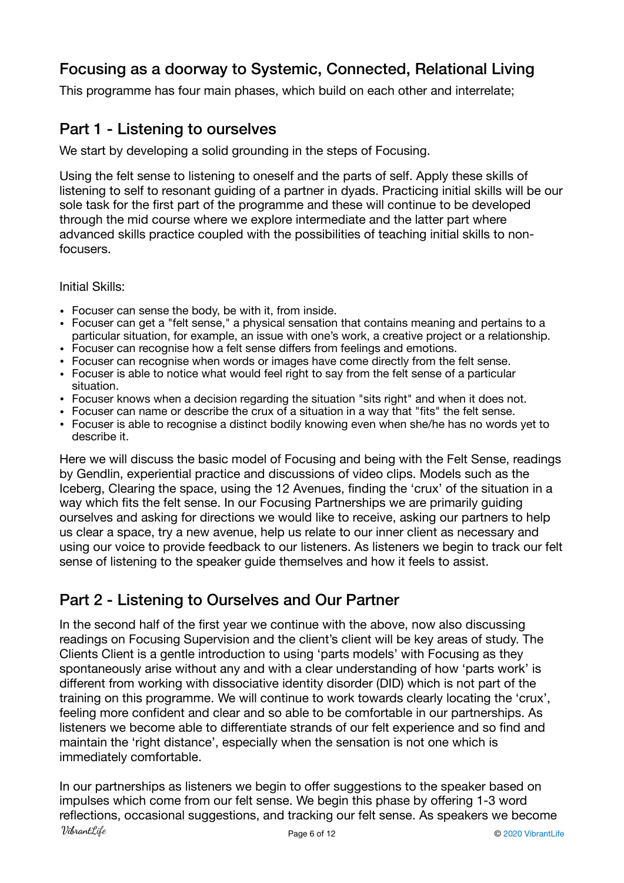## Focusing as a doorway to Systemic, Connected, Relational Living

This programme has four main phases, which build on each other and interrelate;

## Part 1 - Listening to ourselves

We start by developing a solid grounding in the steps of Focusing.

Using the felt sense to listening to oneself and the parts of self. Apply these skills of listening to self to resonant guiding of a partner in dyads. Practicing initial skills will be our sole task for the first part of the programme and these will continue to be developed through the mid course where we explore intermediate and the latter part where advanced skills practice coupled with the possibilities of teaching initial skills to non-focusers.

Initial Skills:

- Focuser can sense the body, be with it, from inside.
- Focuser can get a "felt sense," a physical sensation that contains meaning and pertains to a particular situation, for example, an issue with one's work, a creative project or a relationship.
- Focuser can recognise how a felt sense differs from feelings and emotions.
- Focuser can recognise when words or images have come directly from the felt sense.
- Focuser is able to notice what would feel right to say from the felt sense of a particular situation.
- Focuser knows when a decision regarding the situation "sits right" and when it does not.
- Focuser can name or describe the crux of a situation in a way that "fits" the felt sense.
- Focuser is able to recognise a distinct bodily knowing even when she/he has no words yet to describe it.

Here we will discuss the basic model of Focusing and being with the Felt Sense, readings by Gendlin, experiential practice and discussions of video clips. Models such as the Iceberg, Clearing the space, using the 12 Avenues, finding the 'crux' of the situation in a way which fits the felt sense. In our Focusing Partnerships we are primarily guiding ourselves and asking for directions we would like to receive, asking our partners to help us clear a space, try a new avenue, help us relate to our inner client as necessary and using our voice to provide feedback to our listeners. As listeners we begin to track our felt sense of listening to the speaker guide themselves and how it feels to assist.

## Part 2 - Listening to Ourselves and Our Partner

In the second half of the first year we continue with the above, now also discussing readings on Focusing Supervision and the client's client will be key areas of study. The Clients Client is a gentle introduction to using 'parts models' with Focusing as they spontaneously arise without any and with a clear understanding of how 'parts work' is different from working with dissociative identity disorder (DID) which is not part of the training on this programme. We will continue to work towards clearly locating the 'crux', feeling more confident and clear and so able to be comfortable in our partnerships. As listeners we become able to differentiate strands of our felt experience and so find and maintain the 'right distance', especially when the sensation is not one which is immediately comfortable.

In our partnerships as listeners we begin to offer suggestions to the speaker based on impulses which come from our felt sense. We begin this phase by offering 1-3 word reflections, occasional suggestions, and tracking our felt sense. As speakers we become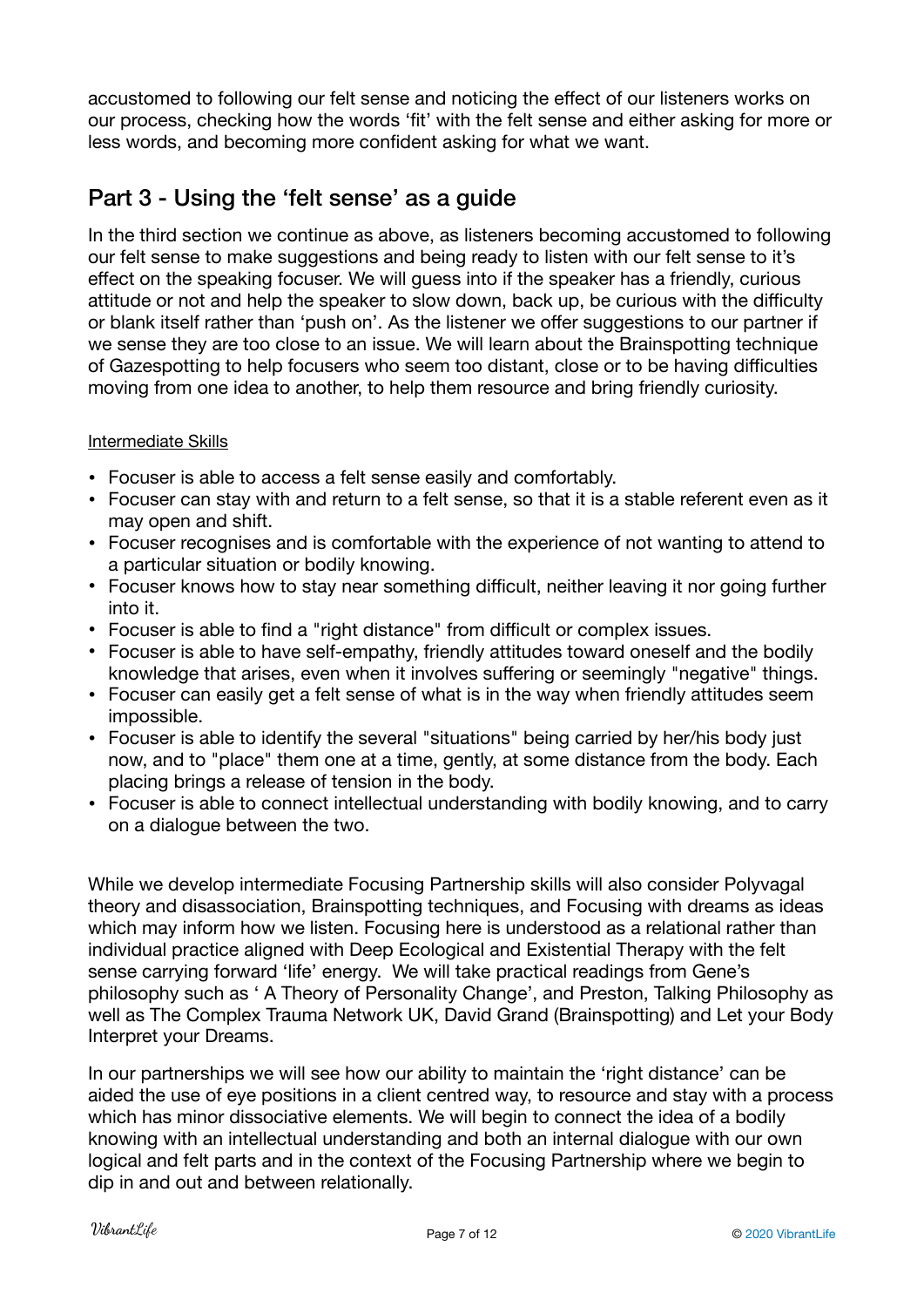accustomed to following our felt sense and noticing the effect of our listeners works on our process, checking how the words 'fit' with the felt sense and either asking for more or less words, and becoming more confident asking for what we want.

## Part 3 - Using the 'felt sense' as a guide

In the third section we continue as above, as listeners becoming accustomed to following our felt sense to make suggestions and being ready to listen with our felt sense to it's effect on the speaking focuser. We will guess into if the speaker has a friendly, curious attitude or not and help the speaker to slow down, back up, be curious with the difficulty or blank itself rather than 'push on'. As the listener we offer suggestions to our partner if we sense they are too close to an issue. We will learn about the Brainspotting technique of Gazespotting to help focusers who seem too distant, close or to be having difficulties moving from one idea to another, to help them resource and bring friendly curiosity.

<u>Intermediate Skills</u>

- Focuser is able to access a felt sense easily and comfortably.
- Focuser can stay with and return to a felt sense, so that it is a stable referent even as it may open and shift.
- Focuser recognises and is comfortable with the experience of not wanting to attend to a particular situation or bodily knowing.
- Focuser knows how to stay near something difficult, neither leaving it nor going further into it.
- Focuser is able to find a "right distance" from difficult or complex issues.
- Focuser is able to have self-empathy, friendly attitudes toward oneself and the bodily knowledge that arises, even when it involves suffering or seemingly "negative" things.
- Focuser can easily get a felt sense of what is in the way when friendly attitudes seem impossible.
- Focuser is able to identify the several "situations" being carried by her/his body just now, and to "place" them one at a time, gently, at some distance from the body. Each placing brings a release of tension in the body.
- Focuser is able to connect intellectual understanding with bodily knowing, and to carry on a dialogue between the two.

While we develop intermediate Focusing Partnership skills will also consider Polyvagal theory and disassociation, Brainspotting techniques, and Focusing with dreams as ideas which may inform how we listen. Focusing here is understood as a relational rather than individual practice aligned with Deep Ecological and Existential Therapy with the felt sense carrying forward 'life' energy. We will take practical readings from Gene's philosophy such as ' A Theory of Personality Change', and Preston, Talking Philosophy as well as The Complex Trauma Network UK, David Grand (Brainspotting) and Let your Body Interpret your Dreams.

In our partnerships we will see how our ability to maintain the 'right distance' can be aided the use of eye positions in a client centred way, to resource and stay with a process which has minor dissociative elements. We will begin to connect the idea of a bodily knowing with an intellectual understanding and both an internal dialogue with our own logical and felt parts and in the context of the Focusing Partnership where we begin to dip in and out and between relationally.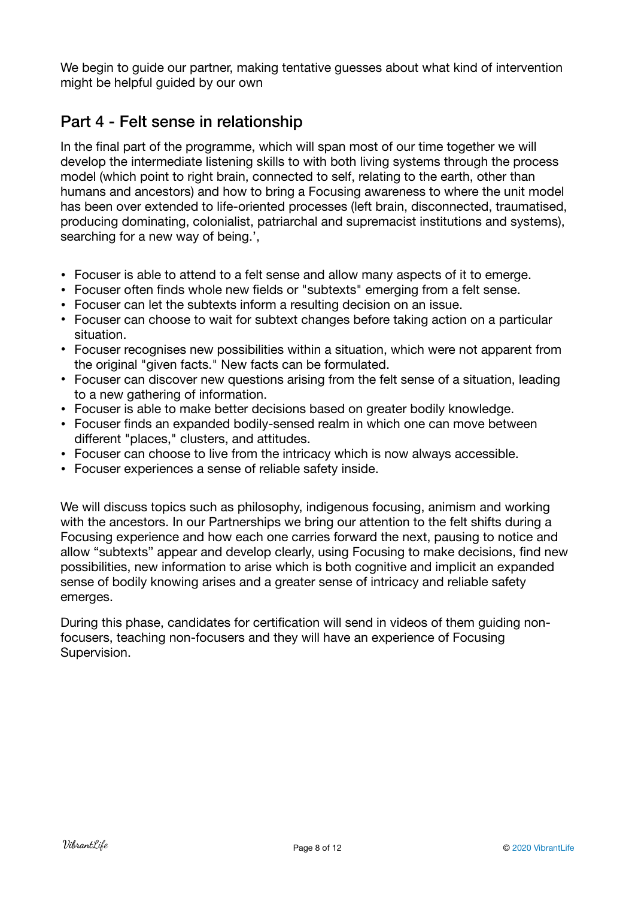We begin to guide our partner, making tentative guesses about what kind of intervention might be helpful guided by our own

## Part 4 - Felt sense in relationship

In the final part of the programme, which will span most of our time together we will develop the intermediate listening skills to with both living systems through the process model (which point to right brain, connected to self, relating to the earth, other than humans and ancestors) and how to bring a Focusing awareness to where the unit model has been over extended to life-oriented processes (left brain, disconnected, traumatised, producing dominating, colonialist, patriarchal and supremacist institutions and systems), searching for a new way of being.',

- Focuser is able to attend to a felt sense and allow many aspects of it to emerge.
- Focuser often finds whole new fields or "subtexts" emerging from a felt sense.
- Focuser can let the subtexts inform a resulting decision on an issue.
- Focuser can choose to wait for subtext changes before taking action on a particular situation.
- Focuser recognises new possibilities within a situation, which were not apparent from the original "given facts." New facts can be formulated.
- Focuser can discover new questions arising from the felt sense of a situation, leading to a new gathering of information.
- Focuser is able to make better decisions based on greater bodily knowledge.
- Focuser finds an expanded bodily-sensed realm in which one can move between different "places," clusters, and attitudes.
- Focuser can choose to live from the intricacy which is now always accessible.
- Focuser experiences a sense of reliable safety inside.

We will discuss topics such as philosophy, indigenous focusing, animism and working with the ancestors. In our Partnerships we bring our attention to the felt shifts during a Focusing experience and how each one carries forward the next, pausing to notice and allow "subtexts" appear and develop clearly, using Focusing to make decisions, find new possibilities, new information to arise which is both cognitive and implicit an expanded sense of bodily knowing arises and a greater sense of intricacy and reliable safety emerges.

During this phase, candidates for certification will send in videos of them guiding non-focusers, teaching non-focusers and they will have an experience of Focusing Supervision.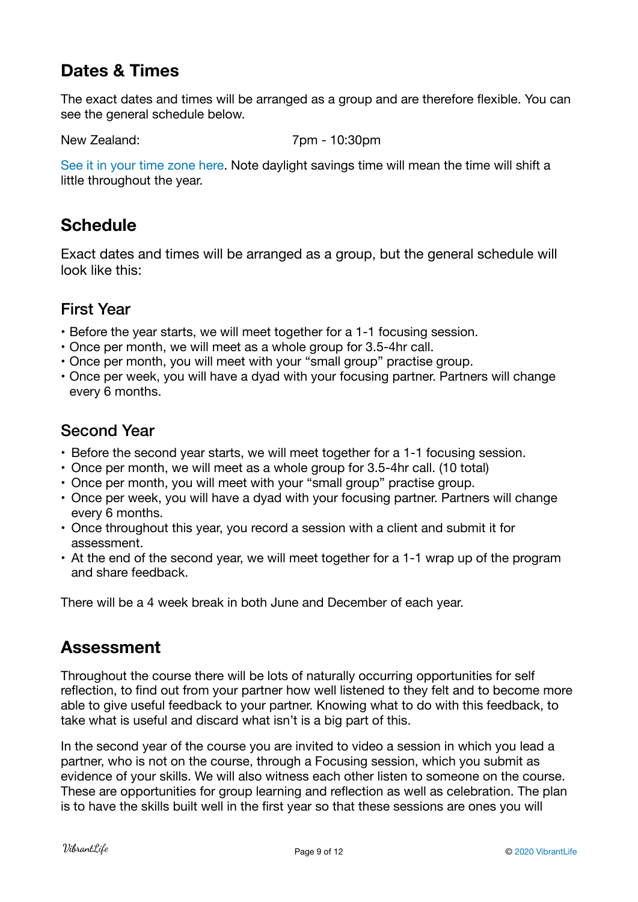## Dates & Times

The exact dates and times will be arranged as a group and are therefore flexible. You can see the general schedule below.

New Zealand: 7pm - 10:30pm

See it in your time zone here. Note daylight savings time will mean the time will shift a little throughout the year.

## Schedule

Exact dates and times will be arranged as a group, but the general schedule will look like this:

### First Year

- Before the year starts, we will meet together for a 1-1 focusing session.
- Once per month, we will meet as a whole group for 3.5-4hr call.
- Once per month, you will meet with your "small group" practise group.
- Once per week, you will have a dyad with your focusing partner. Partners will change every 6 months.

### Second Year

- Before the second year starts, we will meet together for a 1-1 focusing session.
- Once per month, we will meet as a whole group for 3.5-4hr call. (10 total)
- Once per month, you will meet with your "small group" practise group.
- Once per week, you will have a dyad with your focusing partner. Partners will change every 6 months.
- Once throughout this year, you record a session with a client and submit it for assessment.
- At the end of the second year, we will meet together for a 1-1 wrap up of the program and share feedback.

There will be a 4 week break in both June and December of each year.

## Assessment

Throughout the course there will be lots of naturally occurring opportunities for self reflection, to find out from your partner how well listened to they felt and to become more able to give useful feedback to your partner. Knowing what to do with this feedback, to take what is useful and discard what isn't is a big part of this.

In the second year of the course you are invited to video a session in which you lead a partner, who is not on the course, through a Focusing session, which you submit as evidence of your skills. We will also witness each other listen to someone on the course. These are opportunities for group learning and reflection as well as celebration. The plan is to have the skills built well in the first year so that these sessions are ones you will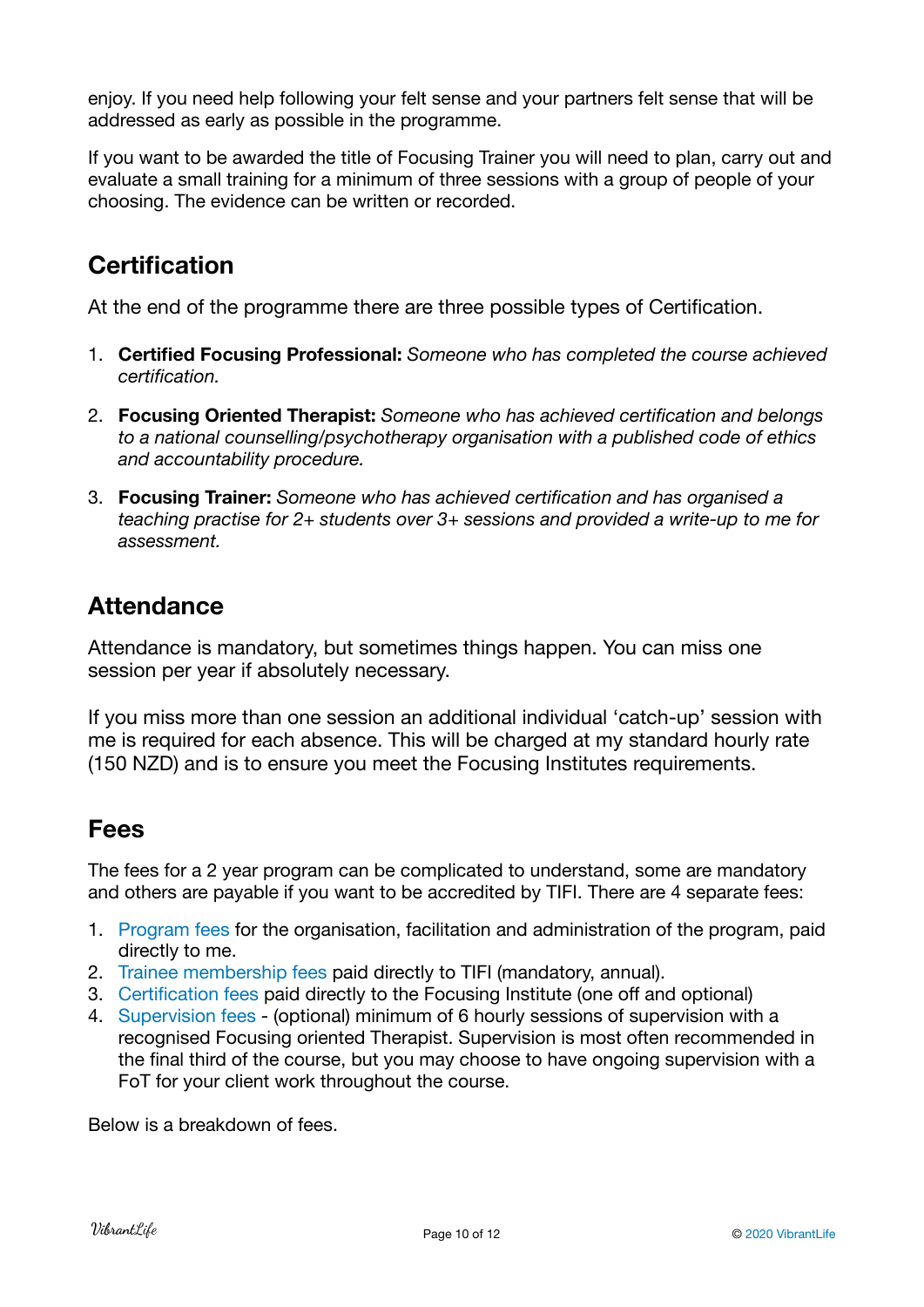enjoy. If you need help following your felt sense and your partners felt sense that will be addressed as early as possible in the programme.

If you want to be awarded the title of Focusing Trainer you will need to plan, carry out and evaluate a small training for a minimum of three sessions with a group of people of your choosing. The evidence can be written or recorded.

## Certification

At the end of the programme there are three possible types of Certification.

1. **Certified Focusing Professional:** *Someone who has completed the course achieved certification.*
2. **Focusing Oriented Therapist:** *Someone who has achieved certification and belongs to a national counselling/psychotherapy organisation with a published code of ethics and accountability procedure.*
3. **Focusing Trainer:** *Someone who has achieved certification and has organised a teaching practise for 2+ students over 3+ sessions and provided a write-up to me for assessment.*

## Attendance

Attendance is mandatory, but sometimes things happen. You can miss one session per year if absolutely necessary.

If you miss more than one session an additional individual 'catch-up' session with me is required for each absence. This will be charged at my standard hourly rate (150 NZD) and is to ensure you meet the Focusing Institutes requirements.

## Fees

The fees for a 2 year program can be complicated to understand, some are mandatory and others are payable if you want to be accredited by TIFI. There are 4 separate fees:

1. Program fees for the organisation, facilitation and administration of the program, paid directly to me.
2. Trainee membership fees paid directly to TIFI (mandatory, annual).
3. Certification fees paid directly to the Focusing Institute (one off and optional)
4. Supervision fees - (optional) minimum of 6 hourly sessions of supervision with a recognised Focusing oriented Therapist. Supervision is most often recommended in the final third of the course, but you may choose to have ongoing supervision with a FoT for your client work throughout the course.

Below is a breakdown of fees.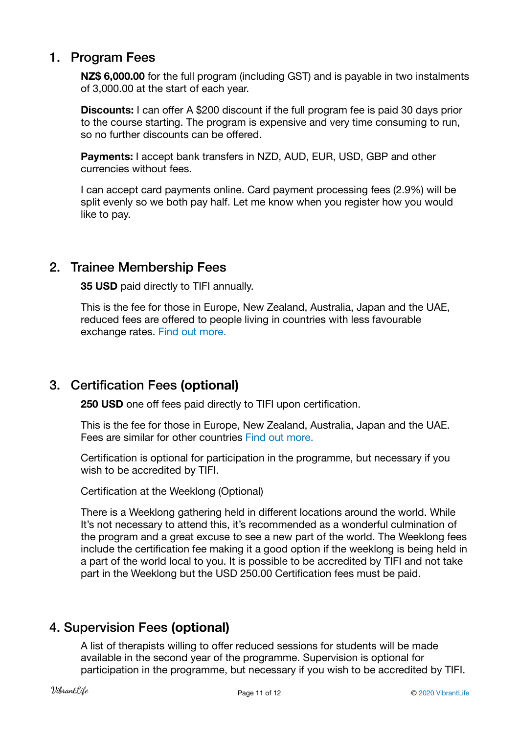## 1. Program Fees

**NZ$ 6,000.00** for the full program (including GST) and is payable in two instalments of 3,000.00 at the start of each year.

**Discounts:** I can offer A $200 discount if the full program fee is paid 30 days prior to the course starting. The program is expensive and very time consuming to run, so no further discounts can be offered.

**Payments:** I accept bank transfers in NZD, AUD, EUR, USD, GBP and other currencies without fees.

I can accept card payments online. Card payment processing fees (2.9%) will be split evenly so we both pay half. Let me know when you register how you would like to pay.

## 2. Trainee Membership Fees

**35 USD** paid directly to TIFI annually.

This is the fee for those in Europe, New Zealand, Australia, Japan and the UAE, reduced fees are offered to people living in countries with less favourable exchange rates. Find out more.

## 3. Certification Fees **(optional)**

**250 USD** one off fees paid directly to TIFI upon certification.

This is the fee for those in Europe, New Zealand, Australia, Japan and the UAE. Fees are similar for other countries Find out more.

Certification is optional for participation in the programme, but necessary if you wish to be accredited by TIFI.

Certification at the Weeklong (Optional)

There is a Weeklong gathering held in different locations around the world. While It's not necessary to attend this, it's recommended as a wonderful culmination of the program and a great excuse to see a new part of the world. The Weeklong fees include the certification fee making it a good option if the weeklong is being held in a part of the world local to you. It is possible to be accredited by TIFI and not take part in the Weeklong but the USD 250.00 Certification fees must be paid.

## 4. Supervision Fees **(optional)**

A list of therapists willing to offer reduced sessions for students will be made available in the second year of the programme. Supervision is optional for participation in the programme, but necessary if you wish to be accredited by TIFI.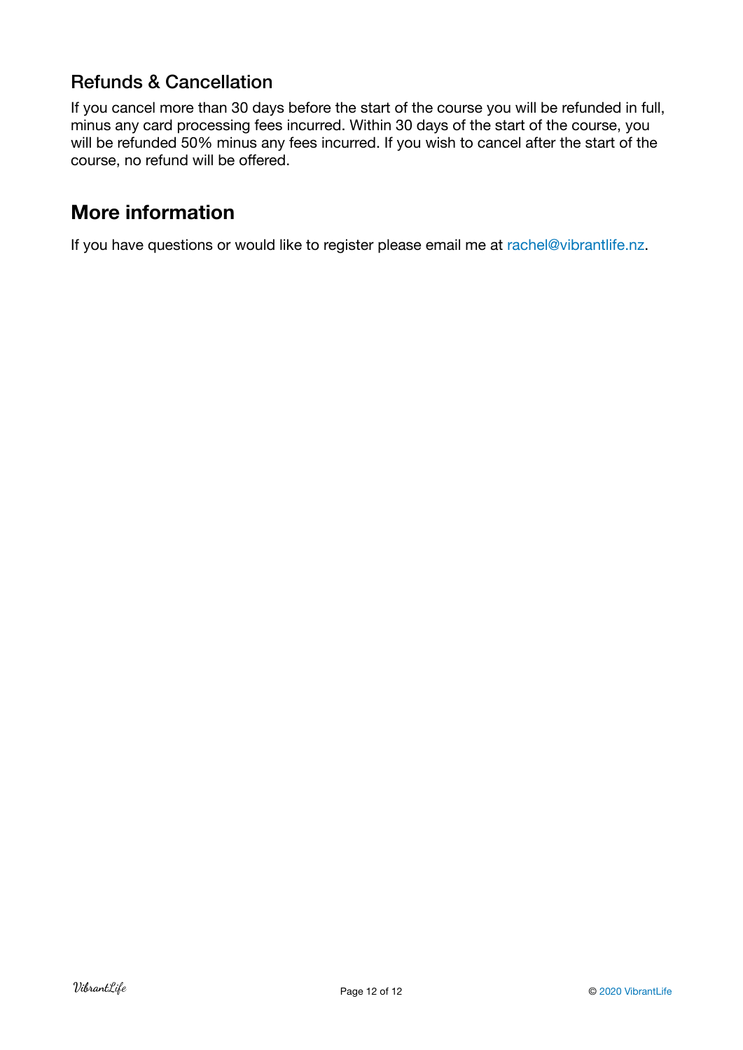## Refunds & Cancellation

If you cancel more than 30 days before the start of the course you will be refunded in full, minus any card processing fees incurred. Within 30 days of the start of the course, you will be refunded 50% minus any fees incurred. If you wish to cancel after the start of the course, no refund will be offered.

## More information

If you have questions or would like to register please email me at rachel@vibrantlife.nz.